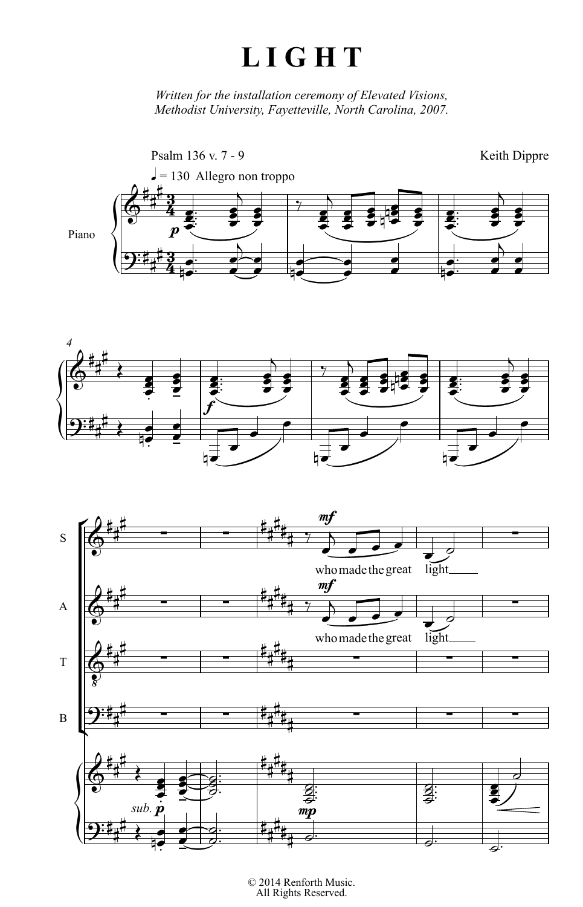# LIGHT

*Written for the installation ceremony of Elevated Visions, Methodist University, Fayetteville, North Carolina, 2007.*

Psalm 136 v. 7 - 9

Keith Dippre

© 2014 Renforth Music.
All Rights Reserved.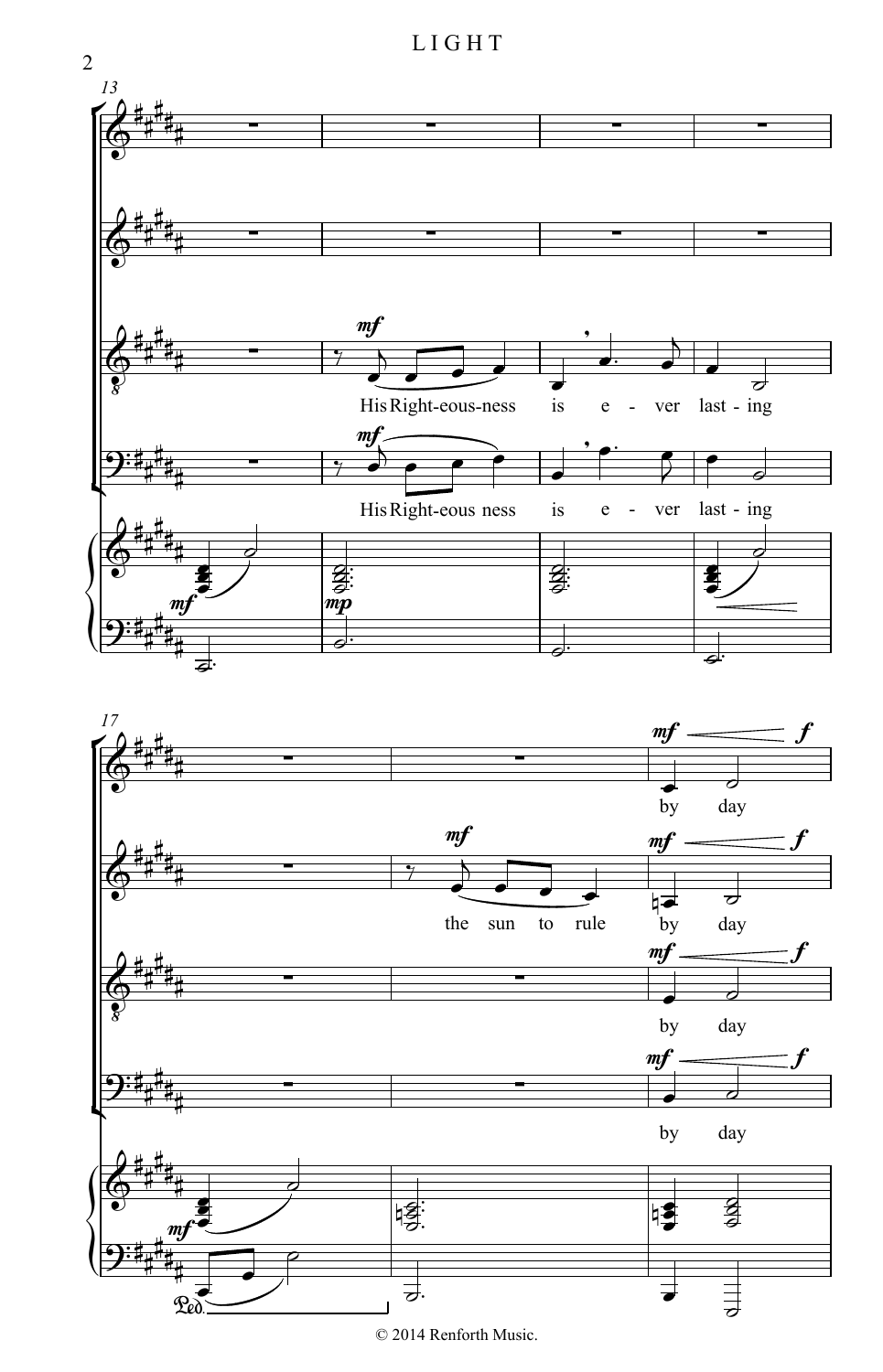His Right-eous-ness is e - ver last - ing

His Right-eous ness is e - ver last - ing

the sun to rule by day

by day

by day

by day

© 2014 Renforth Music.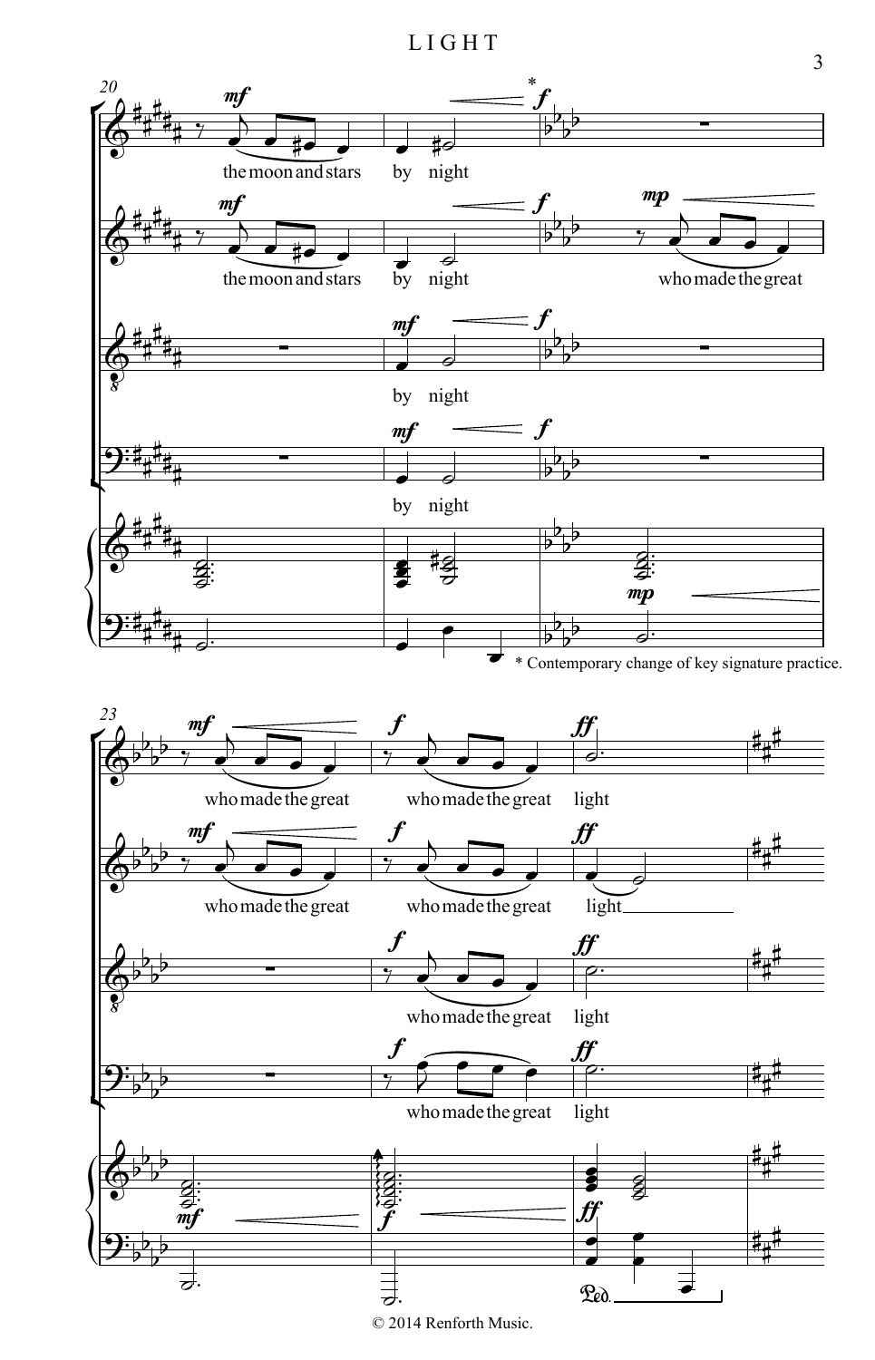\* Contemporary change of key signature practice.

© 2014 Renforth Music.